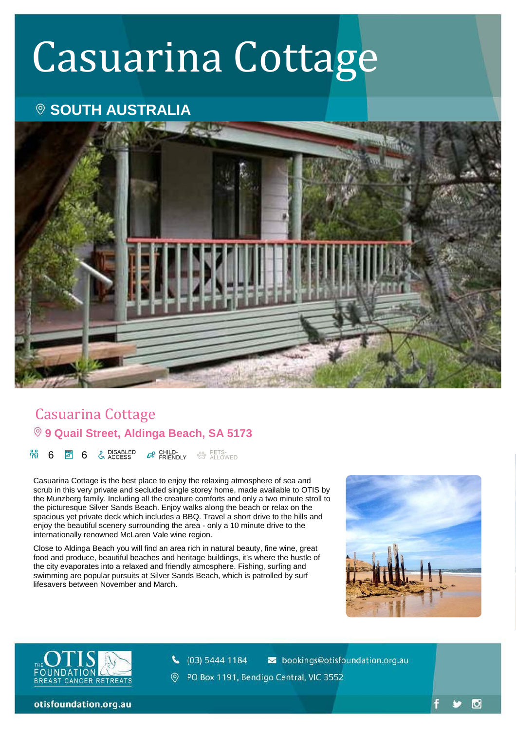# Casuarina Cottage

## SOUTH AUSTRALIA

## Casuarina Cottage

**9 Quail Street, Aldinga Beach, SA 5173**

6 | 6 | DISABLED ACCESS | CHILD-FRIENDLY | PETS-ALLOWED

Casuarina Cottage is the best place to enjoy the relaxing atmosphere of sea and scrub in this very private and secluded single storey home, made available to OTIS by the Munzberg family. Including all the creature comforts and only a two minute stroll to the picturesque Silver Sands Beach. Enjoy walks along the beach or relax on the spacious yet private deck which includes a BBQ. Travel a short drive to the hills and enjoy the beautiful scenery surrounding the area - only a 10 minute drive to the internationally renowned McLaren Vale wine region.

Close to Aldinga Beach you will find an area rich in natural beauty, fine wine, great food and produce, beautiful beaches and heritage buildings, it's where the hustle of the city evaporates into a relaxed and friendly atmosphere. Fishing, surfing and swimming are popular pursuits at Silver Sands Beach, which is patrolled by surf lifesavers between November and March.

THE OTIS FOUNDATION BREAST CANCER RETREATS

(03) 5444 1184

bookings@otisfoundation.org.au

PO Box 1191, Bendigo Central, VIC 3552

otisfoundation.org.au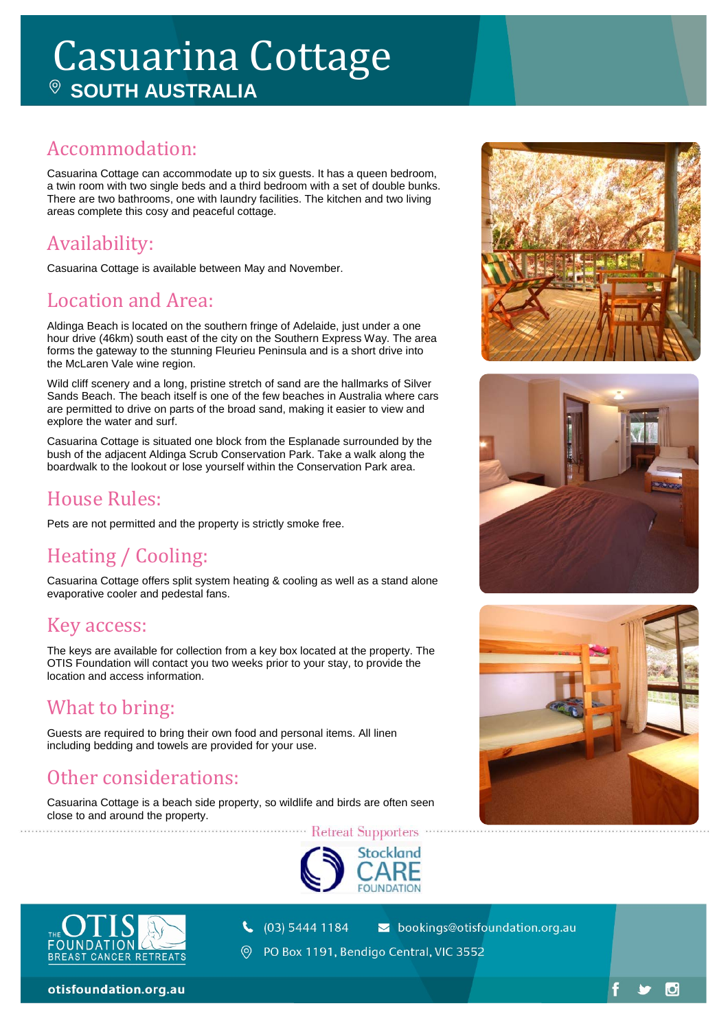# Casuarina Cottage

SOUTH AUSTRALIA

## Accommodation:

Casuarina Cottage can accommodate up to six guests. It has a queen bedroom, a twin room with two single beds and a third bedroom with a set of double bunks. There are two bathrooms, one with laundry facilities. The kitchen and two living areas complete this cosy and peaceful cottage.

## Availability:

Casuarina Cottage is available between May and November.

## Location and Area:

Aldinga Beach is located on the southern fringe of Adelaide, just under a one hour drive (46km) south east of the city on the Southern Express Way. The area forms the gateway to the stunning Fleurieu Peninsula and is a short drive into the McLaren Vale wine region.

Wild cliff scenery and a long, pristine stretch of sand are the hallmarks of Silver Sands Beach. The beach itself is one of the few beaches in Australia where cars are permitted to drive on parts of the broad sand, making it easier to view and explore the water and surf.

Casuarina Cottage is situated one block from the Esplanade surrounded by the bush of the adjacent Aldinga Scrub Conservation Park. Take a walk along the boardwalk to the lookout or lose yourself within the Conservation Park area.

## House Rules:

Pets are not permitted and the property is strictly smoke free.

## Heating / Cooling:

Casuarina Cottage offers split system heating & cooling as well as a stand alone evaporative cooler and pedestal fans.

## Key access:

The keys are available for collection from a key box located at the property. The OTIS Foundation will contact you two weeks prior to your stay, to provide the location and access information.

## What to bring:

Guests are required to bring their own food and personal items. All linen including bedding and towels are provided for your use.

## Other considerations:

Casuarina Cottage is a beach side property, so wildlife and birds are often seen close to and around the property.

Retreat Supporters

Stockland CARE FOUNDATION

THE OTIS FOUNDATION BREAST CANCER RETREATS

(03) 5444 1184 bookings@otisfoundation.org.au

PO Box 1191, Bendigo Central, VIC 3552

otisfoundation.org.au